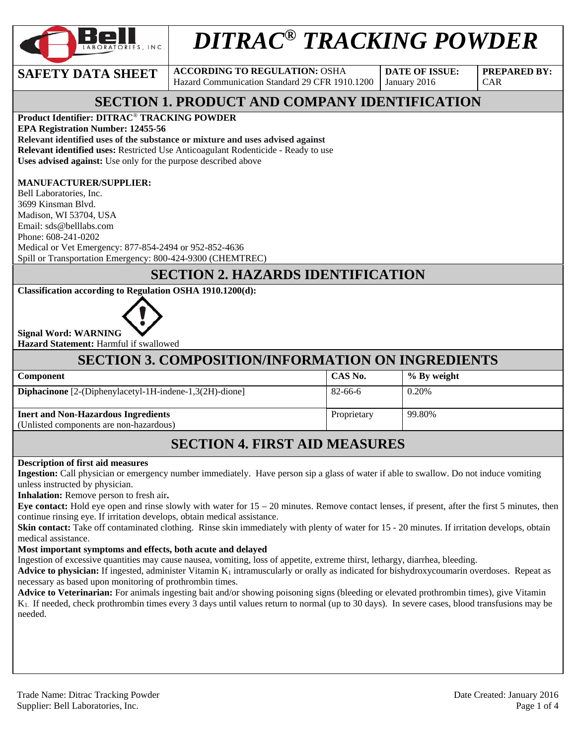# DITRAC® TRACKING POWDER

| SAFETY DATA SHEET | ACCORDING TO REGULATION: OSHA Hazard Communication Standard 29 CFR 1910.1200 | DATE OF ISSUE: January 2016 | PREPARED BY: CAR |
|---|---|---|---|

## SECTION 1. PRODUCT AND COMPANY IDENTIFICATION

**Product Identifier: DITRAC® TRACKING POWDER**
**EPA Registration Number: 12455-56**
**Relevant identified uses of the substance or mixture and uses advised against**
**Relevant identified uses:** Restricted Use Anticoagulant Rodenticide - Ready to use
**Uses advised against:** Use only for the purpose described above

**MANUFACTURER/SUPPLIER:**
Bell Laboratories, Inc.
3699 Kinsman Blvd.
Madison, WI 53704, USA
Email: sds@belllabs.com
Phone: 608-241-0202
Medical or Vet Emergency: 877-854-2494 or 952-852-4636
Spill or Transportation Emergency: 800-424-9300 (CHEMTREC)

## SECTION 2. HAZARDS IDENTIFICATION

**Classification according to Regulation OSHA 1910.1200(d):**

**Signal Word: WARNING**
**Hazard Statement:** Harmful if swallowed

## SECTION 3. COMPOSITION/INFORMATION ON INGREDIENTS

| Component | CAS No. | % By weight |
|---|---|---|
| **Diphacinone** [2-(Diphenylacetyl-1H-indene-1,3(2H)-dione] | 82-66-6 | 0.20% |
| **Inert and Non-Hazardous Ingredients** (Unlisted components are non-hazardous) | Proprietary | 99.80% |

## SECTION 4. FIRST AID MEASURES

**Description of first aid measures**
**Ingestion:** Call physician or emergency number immediately. Have person sip a glass of water if able to swallow. Do not induce vomiting unless instructed by physician.
**Inhalation:** Remove person to fresh air**.**
**Eye contact:** Hold eye open and rinse slowly with water for 15 – 20 minutes. Remove contact lenses, if present, after the first 5 minutes, then continue rinsing eye. If irritation develops, obtain medical assistance.
**Skin contact:** Take off contaminated clothing. Rinse skin immediately with plenty of water for 15 - 20 minutes. If irritation develops, obtain medical assistance.
**Most important symptoms and effects, both acute and delayed**
Ingestion of excessive quantities may cause nausea, vomiting, loss of appetite, extreme thirst, lethargy, diarrhea, bleeding.
**Advice to physician:** If ingested, administer Vitamin $K_1$ intramuscularly or orally as indicated for bishydroxycoumarin overdoses. Repeat as necessary as based upon monitoring of prothrombin times.
**Advice to Veterinarian:** For animals ingesting bait and/or showing poisoning signs (bleeding or elevated prothrombin times), give Vitamin $K_1$. If needed, check prothrombin times every 3 days until values return to normal (up to 30 days). In severe cases, blood transfusions may be needed.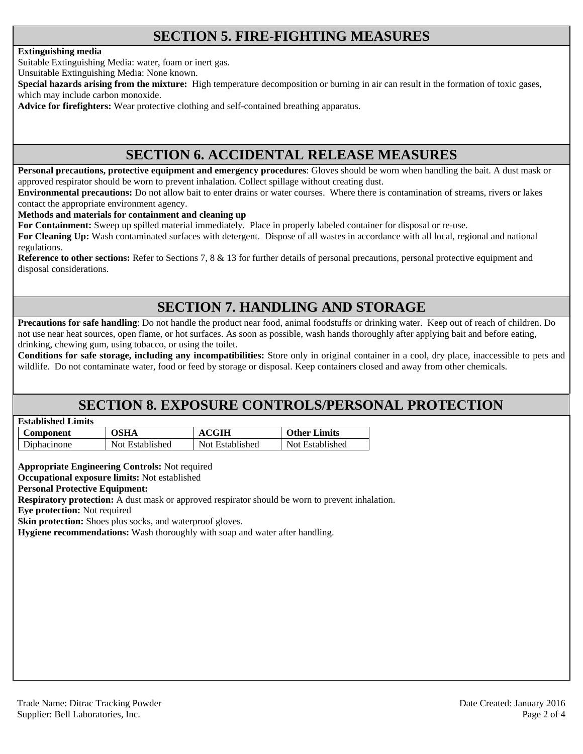## SECTION 5. FIRE-FIGHTING MEASURES

**Extinguishing media**

Suitable Extinguishing Media: water, foam or inert gas.

Unsuitable Extinguishing Media: None known.

**Special hazards arising from the mixture:** High temperature decomposition or burning in air can result in the formation of toxic gases, which may include carbon monoxide.

**Advice for firefighters:** Wear protective clothing and self-contained breathing apparatus.

## SECTION 6. ACCIDENTAL RELEASE MEASURES

**Personal precautions, protective equipment and emergency procedures**: Gloves should be worn when handling the bait. A dust mask or approved respirator should be worn to prevent inhalation. Collect spillage without creating dust.

**Environmental precautions:** Do not allow bait to enter drains or water courses. Where there is contamination of streams, rivers or lakes contact the appropriate environment agency.

**Methods and materials for containment and cleaning up**

**For Containment:** Sweep up spilled material immediately. Place in properly labeled container for disposal or re-use.

**For Cleaning Up:** Wash contaminated surfaces with detergent. Dispose of all wastes in accordance with all local, regional and national regulations.

**Reference to other sections:** Refer to Sections 7, 8 & 13 for further details of personal precautions, personal protective equipment and disposal considerations.

## SECTION 7. HANDLING AND STORAGE

**Precautions for safe handling**: Do not handle the product near food, animal foodstuffs or drinking water. Keep out of reach of children. Do not use near heat sources, open flame, or hot surfaces. As soon as possible, wash hands thoroughly after applying bait and before eating, drinking, chewing gum, using tobacco, or using the toilet.

**Conditions for safe storage, including any incompatibilities:** Store only in original container in a cool, dry place, inaccessible to pets and wildlife. Do not contaminate water, food or feed by storage or disposal. Keep containers closed and away from other chemicals.

## SECTION 8. EXPOSURE CONTROLS/PERSONAL PROTECTION

**Established Limits**

| Component | OSHA | ACGIH | Other Limits |
|---|---|---|---|
| Diphacinone | Not Established | Not Established | Not Established |

**Appropriate Engineering Controls:** Not required

**Occupational exposure limits:** Not established

**Personal Protective Equipment:**

**Respiratory protection:** A dust mask or approved respirator should be worn to prevent inhalation.

**Eye protection:** Not required

**Skin protection:** Shoes plus socks, and waterproof gloves.

**Hygiene recommendations:** Wash thoroughly with soap and water after handling.

Trade Name: Ditrac Tracking Powder
Supplier: Bell Laboratories, Inc.

Date Created: January 2016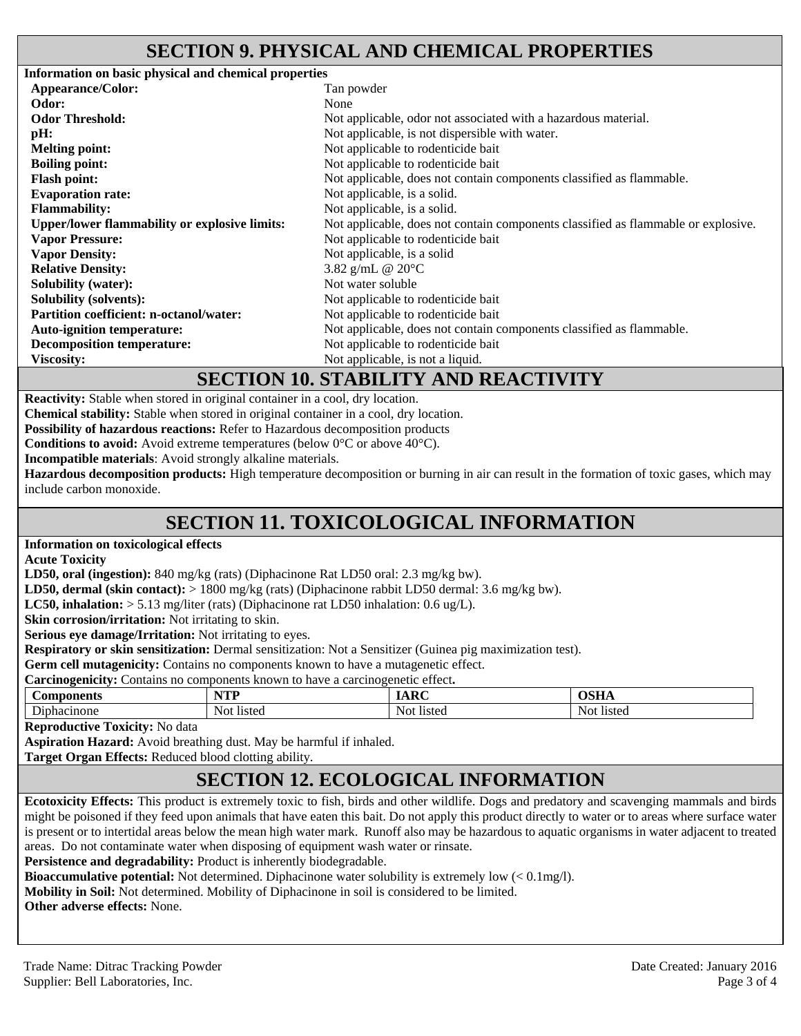## SECTION 9. PHYSICAL AND CHEMICAL PROPERTIES

**Information on basic physical and chemical properties**

| Property | Value |
|---|---|
| **Appearance/Color:** | Tan powder |
| **Odor:** | None |
| **Odor Threshold:** | Not applicable, odor not associated with a hazardous material. |
| **pH:** | Not applicable, is not dispersible with water. |
| **Melting point:** | Not applicable to rodenticide bait |
| **Boiling point:** | Not applicable to rodenticide bait |
| **Flash point:** | Not applicable, does not contain components classified as flammable. |
| **Evaporation rate:** | Not applicable, is a solid. |
| **Flammability:** | Not applicable, is a solid. |
| **Upper/lower flammability or explosive limits:** | Not applicable, does not contain components classified as flammable or explosive. |
| **Vapor Pressure:** | Not applicable to rodenticide bait |
| **Vapor Density:** | Not applicable, is a solid |
| **Relative Density:** | 3.82 g/mL @ 20°C |
| **Solubility (water):** | Not water soluble |
| **Solubility (solvents):** | Not applicable to rodenticide bait |
| **Partition coefficient: n-octanol/water:** | Not applicable to rodenticide bait |
| **Auto-ignition temperature:** | Not applicable, does not contain components classified as flammable. |
| **Decomposition temperature:** | Not applicable to rodenticide bait |
| **Viscosity:** | Not applicable, is not a liquid. |

## SECTION 10. STABILITY AND REACTIVITY

**Reactivity:** Stable when stored in original container in a cool, dry location.
**Chemical stability:** Stable when stored in original container in a cool, dry location.
**Possibility of hazardous reactions:** Refer to Hazardous decomposition products
**Conditions to avoid:** Avoid extreme temperatures (below 0°C or above 40°C).
**Incompatible materials**: Avoid strongly alkaline materials.
**Hazardous decomposition products:** High temperature decomposition or burning in air can result in the formation of toxic gases, which may include carbon monoxide.

## SECTION 11. TOXICOLOGICAL INFORMATION

**Information on toxicological effects**
**Acute Toxicity**
**LD50, oral (ingestion):** 840 mg/kg (rats) (Diphacinone Rat LD50 oral: 2.3 mg/kg bw).
**LD50, dermal (skin contact):** > 1800 mg/kg (rats) (Diphacinone rabbit LD50 dermal: 3.6 mg/kg bw).
**LC50, inhalation:** > 5.13 mg/liter (rats) (Diphacinone rat LD50 inhalation: 0.6 ug/L).
**Skin corrosion/irritation:** Not irritating to skin.
**Serious eye damage/Irritation:** Not irritating to eyes.
**Respiratory or skin sensitization:** Dermal sensitization: Not a Sensitizer (Guinea pig maximization test).
**Germ cell mutagenicity:** Contains no components known to have a mutagenetic effect.
**Carcinogenicity:** Contains no components known to have a carcinogenetic effect**.**

| Components | NTP | IARC | OSHA |
|---|---|---|---|
| Diphacinone | Not listed | Not listed | Not listed |

**Reproductive Toxicity:** No data
**Aspiration Hazard:** Avoid breathing dust. May be harmful if inhaled.
**Target Organ Effects:** Reduced blood clotting ability.

## SECTION 12. ECOLOGICAL INFORMATION

**Ecotoxicity Effects:** This product is extremely toxic to fish, birds and other wildlife. Dogs and predatory and scavenging mammals and birds might be poisoned if they feed upon animals that have eaten this bait. Do not apply this product directly to water or to areas where surface water is present or to intertidal areas below the mean high water mark. Runoff also may be hazardous to aquatic organisms in water adjacent to treated areas. Do not contaminate water when disposing of equipment wash water or rinsate.
**Persistence and degradability:** Product is inherently biodegradable.
**Bioaccumulative potential:** Not determined. Diphacinone water solubility is extremely low (< 0.1mg/l).
**Mobility in Soil:** Not determined. Mobility of Diphacinone in soil is considered to be limited.
**Other adverse effects:** None.

Trade Name: Ditrac Tracking Powder
Supplier: Bell Laboratories, Inc.
Date Created: January 2016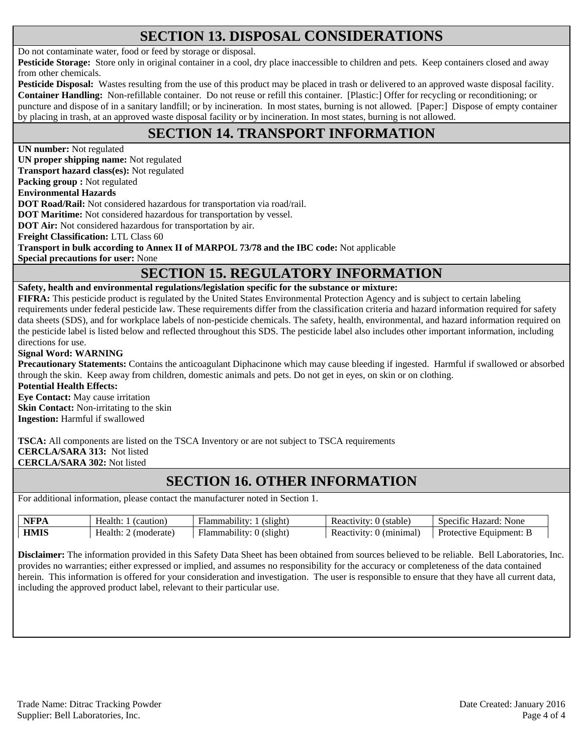## SECTION 13. DISPOSAL CONSIDERATIONS

Do not contaminate water, food or feed by storage or disposal.

**Pesticide Storage:** Store only in original container in a cool, dry place inaccessible to children and pets. Keep containers closed and away from other chemicals.

**Pesticide Disposal:** Wastes resulting from the use of this product may be placed in trash or delivered to an approved waste disposal facility.

**Container Handling:** Non-refillable container. Do not reuse or refill this container. [Plastic:] Offer for recycling or reconditioning; or puncture and dispose of in a sanitary landfill; or by incineration. In most states, burning is not allowed. [Paper:] Dispose of empty container by placing in trash, at an approved waste disposal facility or by incineration. In most states, burning is not allowed.

## SECTION 14. TRANSPORT INFORMATION

**UN number:** Not regulated
**UN proper shipping name:** Not regulated
**Transport hazard class(es):** Not regulated
**Packing group :** Not regulated
**Environmental Hazards**
**DOT Road/Rail:** Not considered hazardous for transportation via road/rail.
**DOT Maritime:** Not considered hazardous for transportation by vessel.
**DOT Air:** Not considered hazardous for transportation by air.
**Freight Classification:** LTL Class 60
**Transport in bulk according to Annex II of MARPOL 73/78 and the IBC code:** Not applicable
**Special precautions for user:** None

## SECTION 15. REGULATORY INFORMATION

**Safety, health and environmental regulations/legislation specific for the substance or mixture:**

**FIFRA:** This pesticide product is regulated by the United States Environmental Protection Agency and is subject to certain labeling requirements under federal pesticide law. These requirements differ from the classification criteria and hazard information required for safety data sheets (SDS), and for workplace labels of non-pesticide chemicals. The safety, health, environmental, and hazard information required on the pesticide label is listed below and reflected throughout this SDS. The pesticide label also includes other important information, including directions for use.

**Signal Word: WARNING**

**Precautionary Statements:** Contains the anticoagulant Diphacinone which may cause bleeding if ingested. Harmful if swallowed or absorbed through the skin. Keep away from children, domestic animals and pets. Do not get in eyes, on skin or on clothing.

**Potential Health Effects:**
**Eye Contact:** May cause irritation
**Skin Contact:** Non-irritating to the skin
**Ingestion:** Harmful if swallowed

**TSCA:** All components are listed on the TSCA Inventory or are not subject to TSCA requirements
**CERCLA/SARA 313:** Not listed
**CERCLA/SARA 302:** Not listed

## SECTION 16. OTHER INFORMATION

For additional information, please contact the manufacturer noted in Section 1.

| | | | | |
|---|---|---|---|---|
| **NFPA** | Health: 1 (caution) | Flammability: 1 (slight) | Reactivity: 0 (stable) | Specific Hazard: None |
| **HMIS** | Health: 2 (moderate) | Flammability: 0 (slight) | Reactivity: 0 (minimal) | Protective Equipment: B |

**Disclaimer:** The information provided in this Safety Data Sheet has been obtained from sources believed to be reliable. Bell Laboratories, Inc. provides no warranties; either expressed or implied, and assumes no responsibility for the accuracy or completeness of the data contained herein. This information is offered for your consideration and investigation. The user is responsible to ensure that they have all current data, including the approved product label, relevant to their particular use.